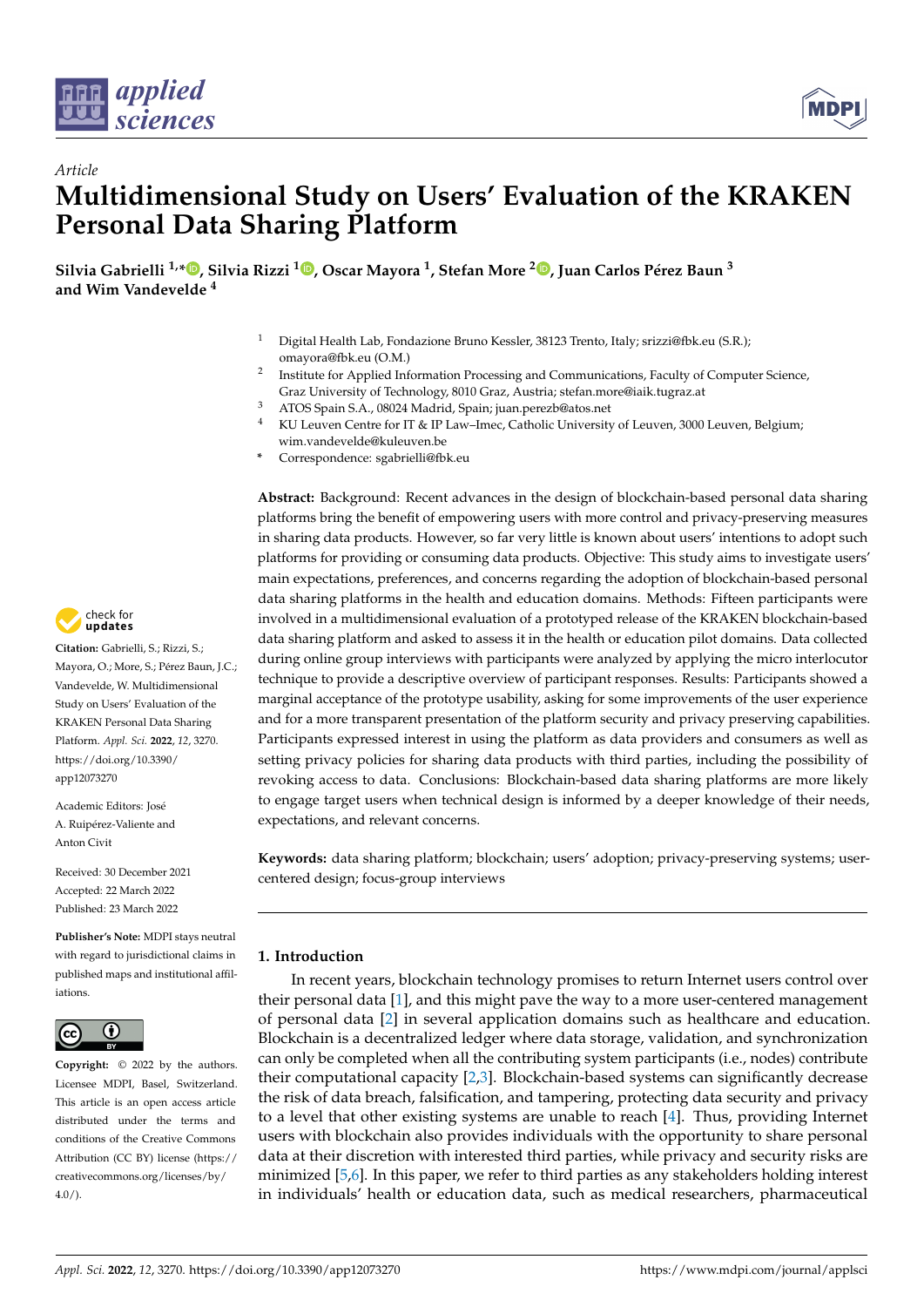*Article*

# Multidimensional Study on Users' Evaluation of the KRAKEN Personal Data Sharing Platform

**Silvia Gabrielli [1,*], Silvia Rizzi [1], Oscar Mayora [1], Stefan More [2], Juan Carlos Pérez Baun [3] and Wim Vandevelde [4]**

[1] Digital Health Lab, Fondazione Bruno Kessler, 38123 Trento, Italy; srizzi@fbk.eu (S.R.); omayora@fbk.eu (O.M.)
[2] Institute for Applied Information Processing and Communications, Faculty of Computer Science, Graz University of Technology, 8010 Graz, Austria; stefan.more@iaik.tugraz.at
[3] ATOS Spain S.A., 08024 Madrid, Spain; juan.perezb@atos.net
[4] KU Leuven Centre for IT & IP Law–Imec, Catholic University of Leuven, 3000 Leuven, Belgium; wim.vandevelde@kuleuven.be
* Correspondence: sgabrielli@fbk.eu

**Citation:** Gabrielli, S.; Rizzi, S.; Mayora, O.; More, S.; Pérez Baun, J.C.; Vandevelde, W. Multidimensional Study on Users' Evaluation of the KRAKEN Personal Data Sharing Platform. *Appl. Sci.* **2022**, *12*, 3270. https://doi.org/10.3390/app12073270

Academic Editors: José A. Ruipérez-Valiente and Anton Civit

Received: 30 December 2021
Accepted: 22 March 2022
Published: 23 March 2022

**Publisher's Note:** MDPI stays neutral with regard to jurisdictional claims in published maps and institutional affiliations.

**Copyright:** © 2022 by the authors. Licensee MDPI, Basel, Switzerland. This article is an open access article distributed under the terms and conditions of the Creative Commons Attribution (CC BY) license (https://creativecommons.org/licenses/by/4.0/).

**Abstract:** Background: Recent advances in the design of blockchain-based personal data sharing platforms bring the benefit of empowering users with more control and privacy-preserving measures in sharing data products. However, so far very little is known about users' intentions to adopt such platforms for providing or consuming data products. Objective: This study aims to investigate users' main expectations, preferences, and concerns regarding the adoption of blockchain-based personal data sharing platforms in the health and education domains. Methods: Fifteen participants were involved in a multidimensional evaluation of a prototyped release of the KRAKEN blockchain-based data sharing platform and asked to assess it in the health or education pilot domains. Data collected during online group interviews with participants were analyzed by applying the micro interlocutor technique to provide a descriptive overview of participant responses. Results: Participants showed a marginal acceptance of the prototype usability, asking for some improvements of the user experience and for a more transparent presentation of the platform security and privacy preserving capabilities. Participants expressed interest in using the platform as data providers and consumers as well as setting privacy policies for sharing data products with third parties, including the possibility of revoking access to data. Conclusions: Blockchain-based data sharing platforms are more likely to engage target users when technical design is informed by a deeper knowledge of their needs, expectations, and relevant concerns.

**Keywords:** data sharing platform; blockchain; users' adoption; privacy-preserving systems; user-centered design; focus-group interviews

## 1. Introduction

In recent years, blockchain technology promises to return Internet users control over their personal data [1], and this might pave the way to a more user-centered management of personal data [2] in several application domains such as healthcare and education. Blockchain is a decentralized ledger where data storage, validation, and synchronization can only be completed when all the contributing system participants (i.e., nodes) contribute their computational capacity [2,3]. Blockchain-based systems can significantly decrease the risk of data breach, falsification, and tampering, protecting data security and privacy to a level that other existing systems are unable to reach [4]. Thus, providing Internet users with blockchain also provides individuals with the opportunity to share personal data at their discretion with interested third parties, while privacy and security risks are minimized [5,6]. In this paper, we refer to third parties as any stakeholders holding interest in individuals' health or education data, such as medical researchers, pharmaceutical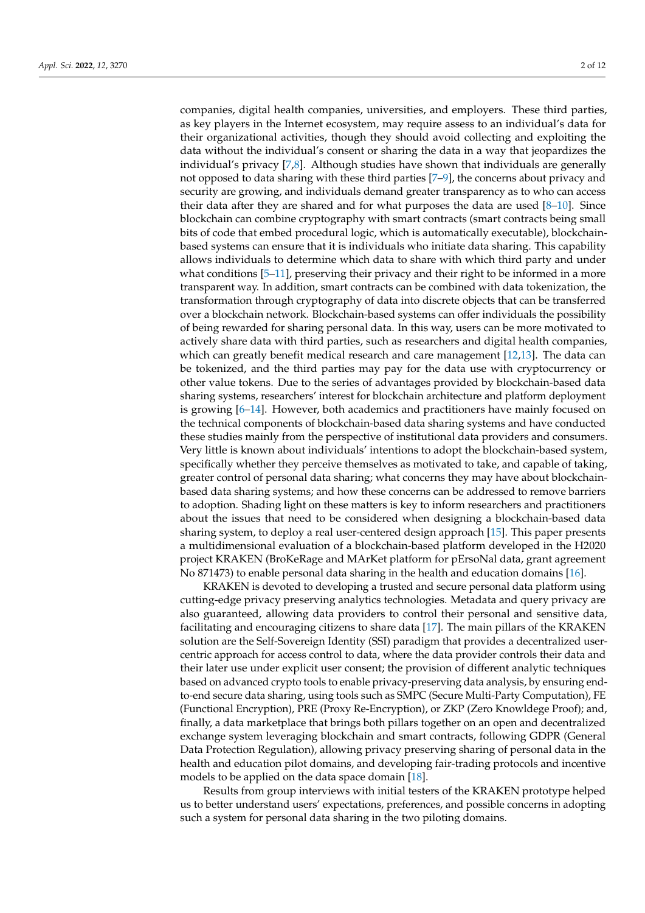companies, digital health companies, universities, and employers. These third parties, as key players in the Internet ecosystem, may require assess to an individual's data for their organizational activities, though they should avoid collecting and exploiting the data without the individual's consent or sharing the data in a way that jeopardizes the individual's privacy [7,8]. Although studies have shown that individuals are generally not opposed to data sharing with these third parties [7–9], the concerns about privacy and security are growing, and individuals demand greater transparency as to who can access their data after they are shared and for what purposes the data are used [8–10]. Since blockchain can combine cryptography with smart contracts (smart contracts being small bits of code that embed procedural logic, which is automatically executable), blockchain-based systems can ensure that it is individuals who initiate data sharing. This capability allows individuals to determine which data to share with which third party and under what conditions [5–11], preserving their privacy and their right to be informed in a more transparent way. In addition, smart contracts can be combined with data tokenization, the transformation through cryptography of data into discrete objects that can be transferred over a blockchain network. Blockchain-based systems can offer individuals the possibility of being rewarded for sharing personal data. In this way, users can be more motivated to actively share data with third parties, such as researchers and digital health companies, which can greatly benefit medical research and care management [12,13]. The data can be tokenized, and the third parties may pay for the data use with cryptocurrency or other value tokens. Due to the series of advantages provided by blockchain-based data sharing systems, researchers' interest for blockchain architecture and platform deployment is growing [6–14]. However, both academics and practitioners have mainly focused on the technical components of blockchain-based data sharing systems and have conducted these studies mainly from the perspective of institutional data providers and consumers. Very little is known about individuals' intentions to adopt the blockchain-based system, specifically whether they perceive themselves as motivated to take, and capable of taking, greater control of personal data sharing; what concerns they may have about blockchain-based data sharing systems; and how these concerns can be addressed to remove barriers to adoption. Shading light on these matters is key to inform researchers and practitioners about the issues that need to be considered when designing a blockchain-based data sharing system, to deploy a real user-centered design approach [15]. This paper presents a multidimensional evaluation of a blockchain-based platform developed in the H2020 project KRAKEN (BroKeRage and MArKet platform for pErsoNal data, grant agreement No 871473) to enable personal data sharing in the health and education domains [16].

KRAKEN is devoted to developing a trusted and secure personal data platform using cutting-edge privacy preserving analytics technologies. Metadata and query privacy are also guaranteed, allowing data providers to control their personal and sensitive data, facilitating and encouraging citizens to share data [17]. The main pillars of the KRAKEN solution are the Self-Sovereign Identity (SSI) paradigm that provides a decentralized user-centric approach for access control to data, where the data provider controls their data and their later use under explicit user consent; the provision of different analytic techniques based on advanced crypto tools to enable privacy-preserving data analysis, by ensuring end-to-end secure data sharing, using tools such as SMPC (Secure Multi-Party Computation), FE (Functional Encryption), PRE (Proxy Re-Encryption), or ZKP (Zero Knowldege Proof); and, finally, a data marketplace that brings both pillars together on an open and decentralized exchange system leveraging blockchain and smart contracts, following GDPR (General Data Protection Regulation), allowing privacy preserving sharing of personal data in the health and education pilot domains, and developing fair-trading protocols and incentive models to be applied on the data space domain [18].

Results from group interviews with initial testers of the KRAKEN prototype helped us to better understand users' expectations, preferences, and possible concerns in adopting such a system for personal data sharing in the two piloting domains.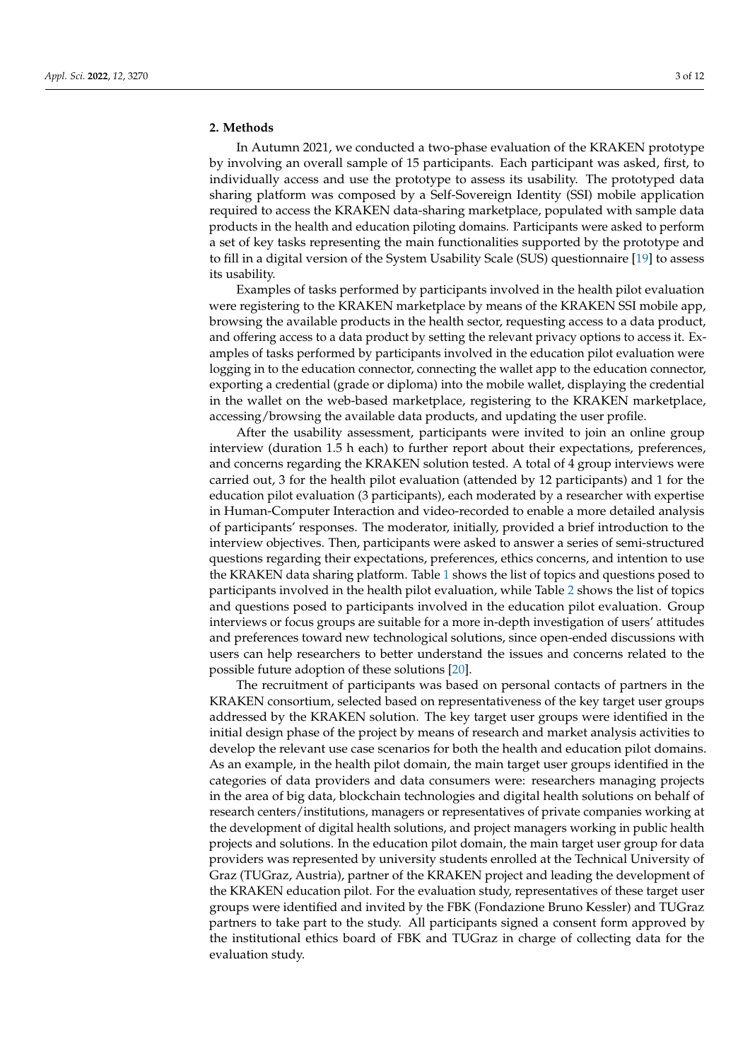## 2. Methods

In Autumn 2021, we conducted a two-phase evaluation of the KRAKEN prototype by involving an overall sample of 15 participants. Each participant was asked, first, to individually access and use the prototype to assess its usability. The prototyped data sharing platform was composed by a Self-Sovereign Identity (SSI) mobile application required to access the KRAKEN data-sharing marketplace, populated with sample data products in the health and education piloting domains. Participants were asked to perform a set of key tasks representing the main functionalities supported by the prototype and to fill in a digital version of the System Usability Scale (SUS) questionnaire [19] to assess its usability.

Examples of tasks performed by participants involved in the health pilot evaluation were registering to the KRAKEN marketplace by means of the KRAKEN SSI mobile app, browsing the available products in the health sector, requesting access to a data product, and offering access to a data product by setting the relevant privacy options to access it. Examples of tasks performed by participants involved in the education pilot evaluation were logging in to the education connector, connecting the wallet app to the education connector, exporting a credential (grade or diploma) into the mobile wallet, displaying the credential in the wallet on the web-based marketplace, registering to the KRAKEN marketplace, accessing/browsing the available data products, and updating the user profile.

After the usability assessment, participants were invited to join an online group interview (duration 1.5 h each) to further report about their expectations, preferences, and concerns regarding the KRAKEN solution tested. A total of 4 group interviews were carried out, 3 for the health pilot evaluation (attended by 12 participants) and 1 for the education pilot evaluation (3 participants), each moderated by a researcher with expertise in Human-Computer Interaction and video-recorded to enable a more detailed analysis of participants' responses. The moderator, initially, provided a brief introduction to the interview objectives. Then, participants were asked to answer a series of semi-structured questions regarding their expectations, preferences, ethics concerns, and intention to use the KRAKEN data sharing platform. Table 1 shows the list of topics and questions posed to participants involved in the health pilot evaluation, while Table 2 shows the list of topics and questions posed to participants involved in the education pilot evaluation. Group interviews or focus groups are suitable for a more in-depth investigation of users' attitudes and preferences toward new technological solutions, since open-ended discussions with users can help researchers to better understand the issues and concerns related to the possible future adoption of these solutions [20].

The recruitment of participants was based on personal contacts of partners in the KRAKEN consortium, selected based on representativeness of the key target user groups addressed by the KRAKEN solution. The key target user groups were identified in the initial design phase of the project by means of research and market analysis activities to develop the relevant use case scenarios for both the health and education pilot domains. As an example, in the health pilot domain, the main target user groups identified in the categories of data providers and data consumers were: researchers managing projects in the area of big data, blockchain technologies and digital health solutions on behalf of research centers/institutions, managers or representatives of private companies working at the development of digital health solutions, and project managers working in public health projects and solutions. In the education pilot domain, the main target user group for data providers was represented by university students enrolled at the Technical University of Graz (TUGraz, Austria), partner of the KRAKEN project and leading the development of the KRAKEN education pilot. For the evaluation study, representatives of these target user groups were identified and invited by the FBK (Fondazione Bruno Kessler) and TUGraz partners to take part to the study. All participants signed a consent form approved by the institutional ethics board of FBK and TUGraz in charge of collecting data for the evaluation study.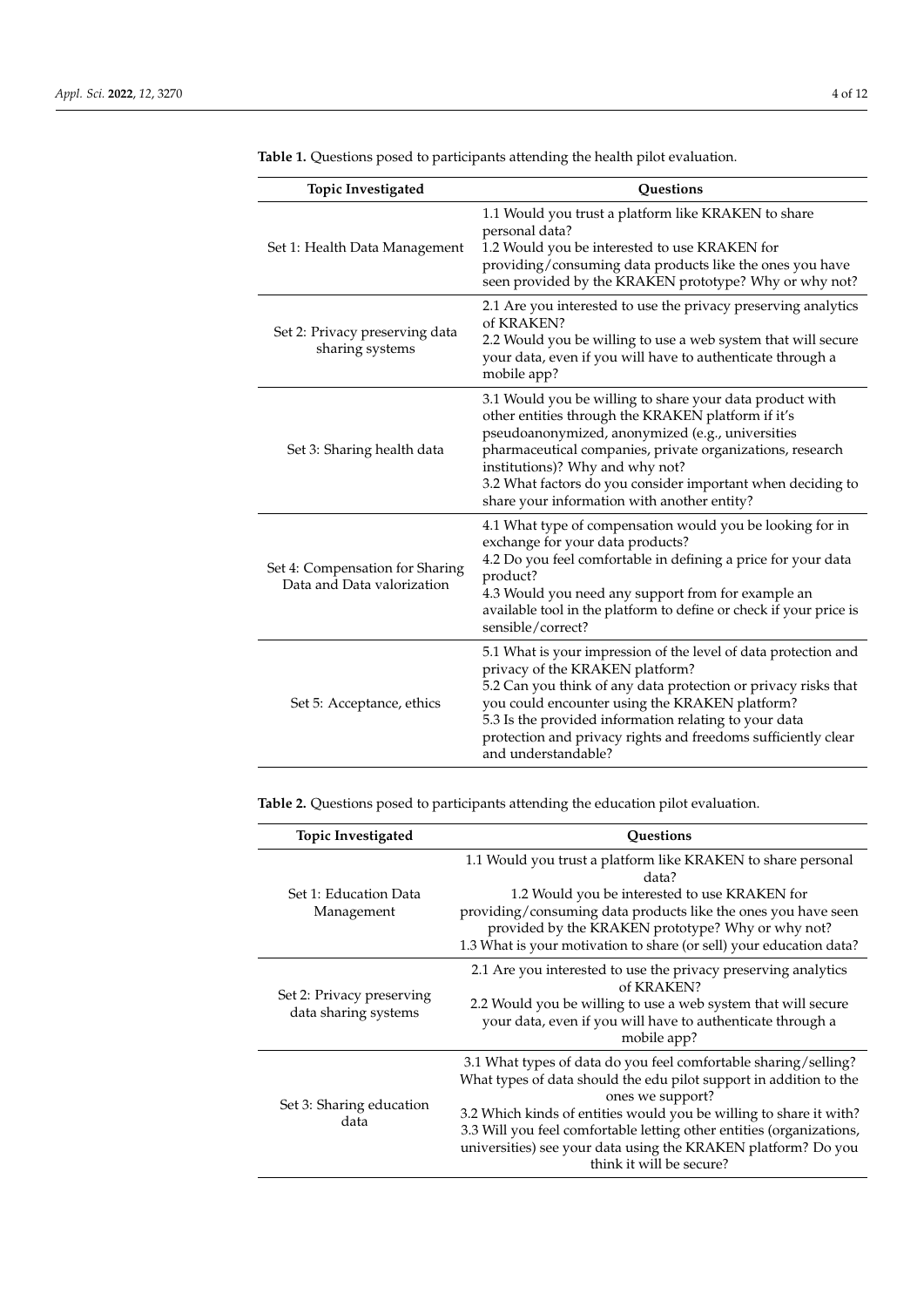**Table 1.** Questions posed to participants attending the health pilot evaluation.

| Topic Investigated | Questions |
| --- | --- |
| Set 1: Health Data Management | 1.1 Would you trust a platform like KRAKEN to share personal data?<br>1.2 Would you be interested to use KRAKEN for providing/consuming data products like the ones you have seen provided by the KRAKEN prototype? Why or why not? |
| Set 2: Privacy preserving data sharing systems | 2.1 Are you interested to use the privacy preserving analytics of KRAKEN?<br>2.2 Would you be willing to use a web system that will secure your data, even if you will have to authenticate through a mobile app? |
| Set 3: Sharing health data | 3.1 Would you be willing to share your data product with other entities through the KRAKEN platform if it's pseudoanonymized, anonymized (e.g., universities pharmaceutical companies, private organizations, research institutions)? Why and why not?<br>3.2 What factors do you consider important when deciding to share your information with another entity? |
| Set 4: Compensation for Sharing Data and Data valorization | 4.1 What type of compensation would you be looking for in exchange for your data products?<br>4.2 Do you feel comfortable in defining a price for your data product?<br>4.3 Would you need any support from for example an available tool in the platform to define or check if your price is sensible/correct? |
| Set 5: Acceptance, ethics | 5.1 What is your impression of the level of data protection and privacy of the KRAKEN platform?<br>5.2 Can you think of any data protection or privacy risks that you could encounter using the KRAKEN platform?<br>5.3 Is the provided information relating to your data protection and privacy rights and freedoms sufficiently clear and understandable? |

**Table 2.** Questions posed to participants attending the education pilot evaluation.

| Topic Investigated | Questions |
| --- | --- |
| Set 1: Education Data Management | 1.1 Would you trust a platform like KRAKEN to share personal data?<br>1.2 Would you be interested to use KRAKEN for providing/consuming data products like the ones you have seen provided by the KRAKEN prototype? Why or why not?<br>1.3 What is your motivation to share (or sell) your education data? |
| Set 2: Privacy preserving data sharing systems | 2.1 Are you interested to use the privacy preserving analytics of KRAKEN?<br>2.2 Would you be willing to use a web system that will secure your data, even if you will have to authenticate through a mobile app? |
| Set 3: Sharing education data | 3.1 What types of data do you feel comfortable sharing/selling? What types of data should the edu pilot support in addition to the ones we support?<br>3.2 Which kinds of entities would you be willing to share it with?<br>3.3 Will you feel comfortable letting other entities (organizations, universities) see your data using the KRAKEN platform? Do you think it will be secure? |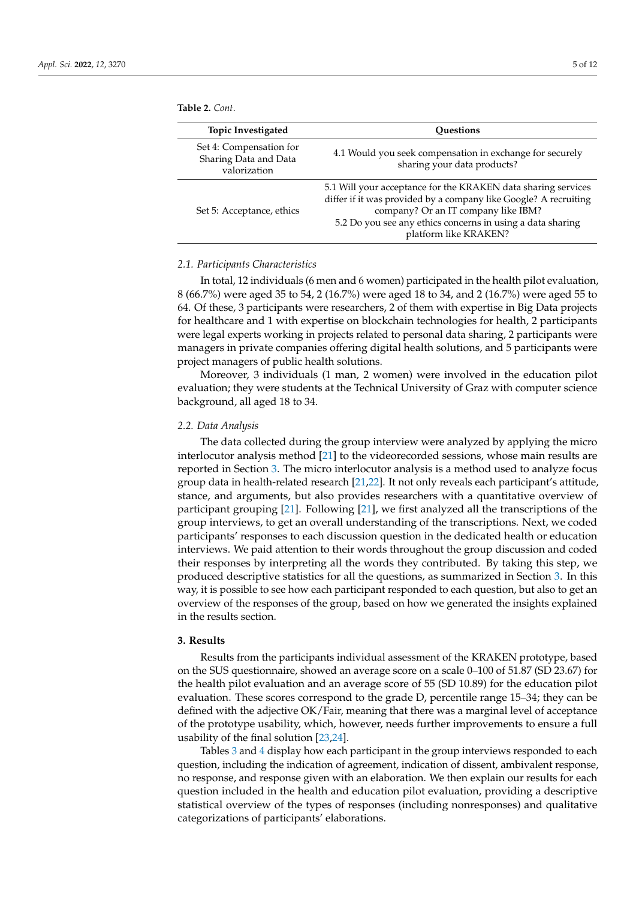**Table 2.** *Cont.*

| Topic Investigated | Questions |
|---|---|
| Set 4: Compensation for Sharing Data and Data valorization | 4.1 Would you seek compensation in exchange for securely sharing your data products? |
| Set 5: Acceptance, ethics | 5.1 Will your acceptance for the KRAKEN data sharing services differ if it was provided by a company like Google? A recruiting company? Or an IT company like IBM? 5.2 Do you see any ethics concerns in using a data sharing platform like KRAKEN? |

### 2.1. Participants Characteristics

In total, 12 individuals (6 men and 6 women) participated in the health pilot evaluation, 8 (66.7%) were aged 35 to 54, 2 (16.7%) were aged 18 to 34, and 2 (16.7%) were aged 55 to 64. Of these, 3 participants were researchers, 2 of them with expertise in Big Data projects for healthcare and 1 with expertise on blockchain technologies for health, 2 participants were legal experts working in projects related to personal data sharing, 2 participants were managers in private companies offering digital health solutions, and 5 participants were project managers of public health solutions.

Moreover, 3 individuals (1 man, 2 women) were involved in the education pilot evaluation; they were students at the Technical University of Graz with computer science background, all aged 18 to 34.

### 2.2. Data Analysis

The data collected during the group interview were analyzed by applying the micro interlocutor analysis method [21] to the videorecorded sessions, whose main results are reported in Section 3. The micro interlocutor analysis is a method used to analyze focus group data in health-related research [21,22]. It not only reveals each participant's attitude, stance, and arguments, but also provides researchers with a quantitative overview of participant grouping [21]. Following [21], we first analyzed all the transcriptions of the group interviews, to get an overall understanding of the transcriptions. Next, we coded participants' responses to each discussion question in the dedicated health or education interviews. We paid attention to their words throughout the group discussion and coded their responses by interpreting all the words they contributed. By taking this step, we produced descriptive statistics for all the questions, as summarized in Section 3. In this way, it is possible to see how each participant responded to each question, but also to get an overview of the responses of the group, based on how we generated the insights explained in the results section.

## 3. Results

Results from the participants individual assessment of the KRAKEN prototype, based on the SUS questionnaire, showed an average score on a scale 0–100 of 51.87 (SD 23.67) for the health pilot evaluation and an average score of 55 (SD 10.89) for the education pilot evaluation. These scores correspond to the grade D, percentile range 15–34; they can be defined with the adjective OK/Fair, meaning that there was a marginal level of acceptance of the prototype usability, which, however, needs further improvements to ensure a full usability of the final solution [23,24].

Tables 3 and 4 display how each participant in the group interviews responded to each question, including the indication of agreement, indication of dissent, ambivalent response, no response, and response given with an elaboration. We then explain our results for each question included in the health and education pilot evaluation, providing a descriptive statistical overview of the types of responses (including nonresponses) and qualitative categorizations of participants' elaborations.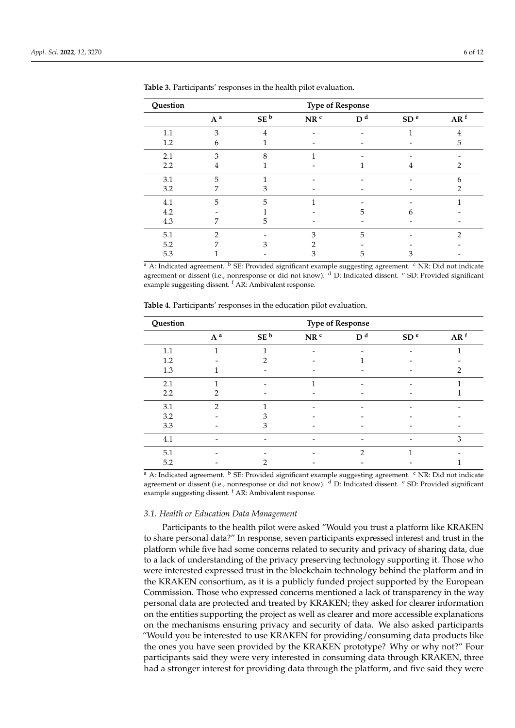**Table 3.** Participants' responses in the health pilot evaluation.

| Question | Type of Response | | | | | |
|---|---|---|---|---|---|---|
| | A [a] | SE [b] | NR [c] | D [d] | SD [e] | AR [f] |
| 1.1 | 3 | 4 | - | - | 1 | 4 |
| 1.2 | 6 | 1 | - | - | - | 5 |
| 2.1 | 3 | 8 | 1 | - | - | - |
| 2.2 | 4 | 1 | - | 1 | 4 | 2 |
| 3.1 | 5 | 1 | - | - | - | 6 |
| 3.2 | 7 | 3 | - | - | - | 2 |
| 4.1 | 5 | 5 | 1 | - | - | 1 |
| 4.2 | - | 1 | - | 5 | 6 | - |
| 4.3 | 7 | 5 | - | - | - | - |
| 5.1 | 2 | - | 3 | 5 | - | 2 |
| 5.2 | 7 | 3 | 2 | - | - | - |
| 5.3 | 1 | - | 3 | 5 | 3 | - |

[a] A: Indicated agreement. [b] SE: Provided significant example suggesting agreement. [c] NR: Did not indicate agreement or dissent (i.e., nonresponse or did not know). [d] D: Indicated dissent. [e] SD: Provided significant example suggesting dissent. [f] AR: Ambivalent response.

**Table 4.** Participants' responses in the education pilot evaluation.

| Question | Type of Response | | | | | |
|---|---|---|---|---|---|---|
| | A [a] | SE [b] | NR [c] | D [d] | SD [e] | AR [f] |
| 1.1 | 1 | 1 | - | - | - | 1 |
| 1.2 | - | 2 | - | 1 | - | - |
| 1.3 | 1 | - | - | - | - | 2 |
| 2.1 | 1 | - | 1 | - | - | 1 |
| 2.2 | 2 | - | - | - | - | 1 |
| 3.1 | 2 | 1 | - | - | - | - |
| 3.2 | - | 3 | - | - | - | - |
| 3.3 | - | 3 | - | - | - | - |
| 4.1 | - | - | - | - | - | 3 |
| 5.1 | - | - | - | 2 | 1 | - |
| 5.2 | - | 2 | - | - | - | 1 |

[a] A: Indicated agreement. [b] SE: Provided significant example suggesting agreement. [c] NR: Did not indicate agreement or dissent (i.e., nonresponse or did not know). [d] D: Indicated dissent. [e] SD: Provided significant example suggesting dissent. [f] AR: Ambivalent response.

### 3.1. Health or Education Data Management

Participants to the health pilot were asked "Would you trust a platform like KRAKEN to share personal data?" In response, seven participants expressed interest and trust in the platform while five had some concerns related to security and privacy of sharing data, due to a lack of understanding of the privacy preserving technology supporting it. Those who were interested expressed trust in the blockchain technology behind the platform and in the KRAKEN consortium, as it is a publicly funded project supported by the European Commission. Those who expressed concerns mentioned a lack of transparency in the way personal data are protected and treated by KRAKEN; they asked for clearer information on the entities supporting the project as well as clearer and more accessible explanations on the mechanisms ensuring privacy and security of data. We also asked participants "Would you be interested to use KRAKEN for providing/consuming data products like the ones you have seen provided by the KRAKEN prototype? Why or why not?" Four participants said they were very interested in consuming data through KRAKEN, three had a stronger interest for providing data through the platform, and five said they were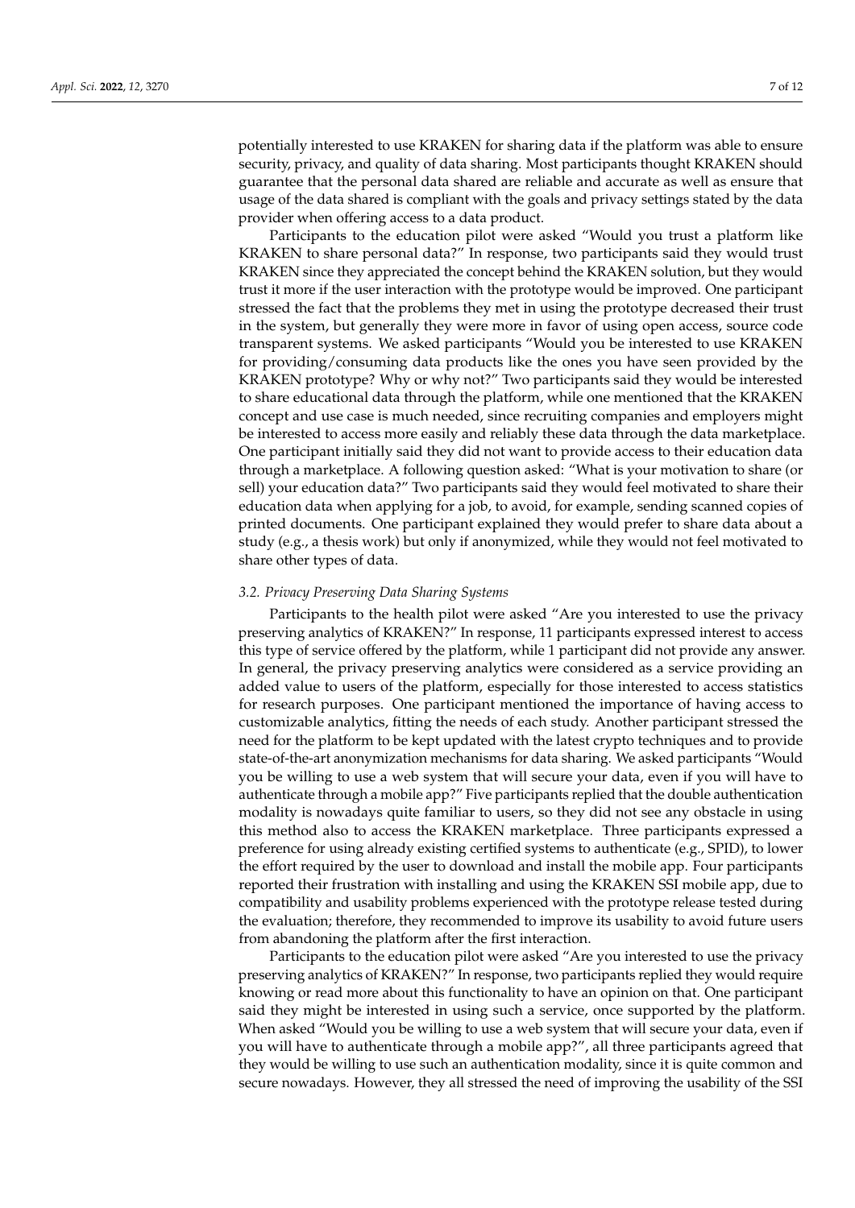potentially interested to use KRAKEN for sharing data if the platform was able to ensure security, privacy, and quality of data sharing. Most participants thought KRAKEN should guarantee that the personal data shared are reliable and accurate as well as ensure that usage of the data shared is compliant with the goals and privacy settings stated by the data provider when offering access to a data product.

Participants to the education pilot were asked "Would you trust a platform like KRAKEN to share personal data?" In response, two participants said they would trust KRAKEN since they appreciated the concept behind the KRAKEN solution, but they would trust it more if the user interaction with the prototype would be improved. One participant stressed the fact that the problems they met in using the prototype decreased their trust in the system, but generally they were more in favor of using open access, source code transparent systems. We asked participants "Would you be interested to use KRAKEN for providing/consuming data products like the ones you have seen provided by the KRAKEN prototype? Why or why not?" Two participants said they would be interested to share educational data through the platform, while one mentioned that the KRAKEN concept and use case is much needed, since recruiting companies and employers might be interested to access more easily and reliably these data through the data marketplace. One participant initially said they did not want to provide access to their education data through a marketplace. A following question asked: "What is your motivation to share (or sell) your education data?" Two participants said they would feel motivated to share their education data when applying for a job, to avoid, for example, sending scanned copies of printed documents. One participant explained they would prefer to share data about a study (e.g., a thesis work) but only if anonymized, while they would not feel motivated to share other types of data.

### *3.2. Privacy Preserving Data Sharing Systems*

Participants to the health pilot were asked "Are you interested to use the privacy preserving analytics of KRAKEN?" In response, 11 participants expressed interest to access this type of service offered by the platform, while 1 participant did not provide any answer. In general, the privacy preserving analytics were considered as a service providing an added value to users of the platform, especially for those interested to access statistics for research purposes. One participant mentioned the importance of having access to customizable analytics, fitting the needs of each study. Another participant stressed the need for the platform to be kept updated with the latest crypto techniques and to provide state-of-the-art anonymization mechanisms for data sharing. We asked participants "Would you be willing to use a web system that will secure your data, even if you will have to authenticate through a mobile app?" Five participants replied that the double authentication modality is nowadays quite familiar to users, so they did not see any obstacle in using this method also to access the KRAKEN marketplace. Three participants expressed a preference for using already existing certified systems to authenticate (e.g., SPID), to lower the effort required by the user to download and install the mobile app. Four participants reported their frustration with installing and using the KRAKEN SSI mobile app, due to compatibility and usability problems experienced with the prototype release tested during the evaluation; therefore, they recommended to improve its usability to avoid future users from abandoning the platform after the first interaction.

Participants to the education pilot were asked "Are you interested to use the privacy preserving analytics of KRAKEN?" In response, two participants replied they would require knowing or read more about this functionality to have an opinion on that. One participant said they might be interested in using such a service, once supported by the platform. When asked "Would you be willing to use a web system that will secure your data, even if you will have to authenticate through a mobile app?", all three participants agreed that they would be willing to use such an authentication modality, since it is quite common and secure nowadays. However, they all stressed the need of improving the usability of the SSI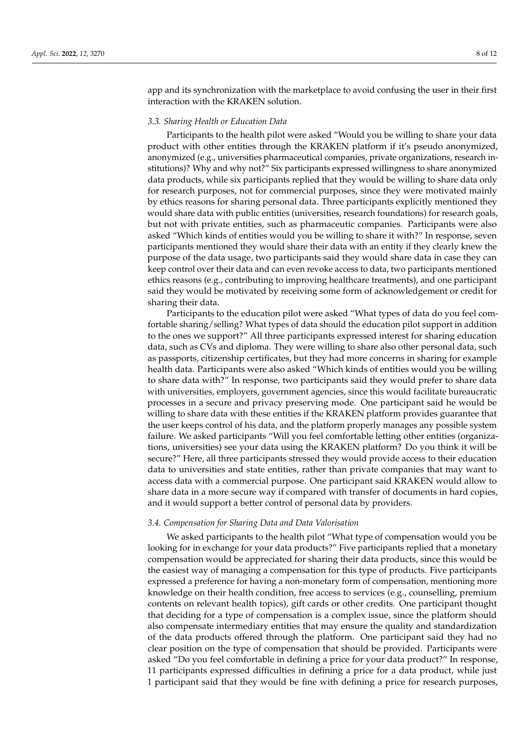app and its synchronization with the marketplace to avoid confusing the user in their first interaction with the KRAKEN solution.

### 3.3. Sharing Health or Education Data

Participants to the health pilot were asked "Would you be willing to share your data product with other entities through the KRAKEN platform if it's pseudo anonymized, anonymized (e.g., universities pharmaceutical companies, private organizations, research institutions)? Why and why not?" Six participants expressed willingness to share anonymized data products, while six participants replied that they would be willing to share data only for research purposes, not for commercial purposes, since they were motivated mainly by ethics reasons for sharing personal data. Three participants explicitly mentioned they would share data with public entities (universities, research foundations) for research goals, but not with private entities, such as pharmaceutic companies. Participants were also asked "Which kinds of entities would you be willing to share it with?" In response, seven participants mentioned they would share their data with an entity if they clearly knew the purpose of the data usage, two participants said they would share data in case they can keep control over their data and can even revoke access to data, two participants mentioned ethics reasons (e.g., contributing to improving healthcare treatments), and one participant said they would be motivated by receiving some form of acknowledgement or credit for sharing their data.

Participants to the education pilot were asked "What types of data do you feel comfortable sharing/selling? What types of data should the education pilot support in addition to the ones we support?" All three participants expressed interest for sharing education data, such as CVs and diploma. They were willing to share also other personal data, such as passports, citizenship certificates, but they had more concerns in sharing for example health data. Participants were also asked "Which kinds of entities would you be willing to share data with?" In response, two participants said they would prefer to share data with universities, employers, government agencies, since this would facilitate bureaucratic processes in a secure and privacy preserving mode. One participant said he would be willing to share data with these entities if the KRAKEN platform provides guarantee that the user keeps control of his data, and the platform properly manages any possible system failure. We asked participants "Will you feel comfortable letting other entities (organizations, universities) see your data using the KRAKEN platform? Do you think it will be secure?" Here, all three participants stressed they would provide access to their education data to universities and state entities, rather than private companies that may want to access data with a commercial purpose. One participant said KRAKEN would allow to share data in a more secure way if compared with transfer of documents in hard copies, and it would support a better control of personal data by providers.

### 3.4. Compensation for Sharing Data and Data Valorisation

We asked participants to the health pilot "What type of compensation would you be looking for in exchange for your data products?" Five participants replied that a monetary compensation would be appreciated for sharing their data products, since this would be the easiest way of managing a compensation for this type of products. Five participants expressed a preference for having a non-monetary form of compensation, mentioning more knowledge on their health condition, free access to services (e.g., counselling, premium contents on relevant health topics), gift cards or other credits. One participant thought that deciding for a type of compensation is a complex issue, since the platform should also compensate intermediary entities that may ensure the quality and standardization of the data products offered through the platform. One participant said they had no clear position on the type of compensation that should be provided. Participants were asked "Do you feel comfortable in defining a price for your data product?" In response, 11 participants expressed difficulties in defining a price for a data product, while just 1 participant said that they would be fine with defining a price for research purposes,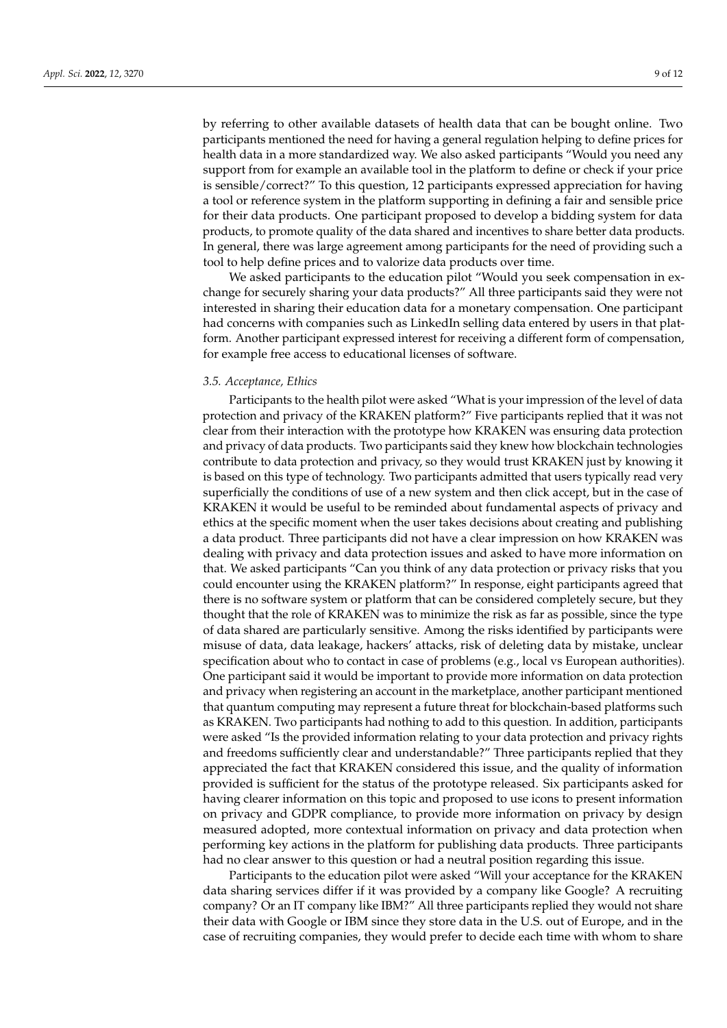by referring to other available datasets of health data that can be bought online. Two participants mentioned the need for having a general regulation helping to define prices for health data in a more standardized way. We also asked participants "Would you need any support from for example an available tool in the platform to define or check if your price is sensible/correct?" To this question, 12 participants expressed appreciation for having a tool or reference system in the platform supporting in defining a fair and sensible price for their data products. One participant proposed to develop a bidding system for data products, to promote quality of the data shared and incentives to share better data products. In general, there was large agreement among participants for the need of providing such a tool to help define prices and to valorize data products over time.

We asked participants to the education pilot "Would you seek compensation in exchange for securely sharing your data products?" All three participants said they were not interested in sharing their education data for a monetary compensation. One participant had concerns with companies such as LinkedIn selling data entered by users in that platform. Another participant expressed interest for receiving a different form of compensation, for example free access to educational licenses of software.

### *3.5. Acceptance, Ethics*

Participants to the health pilot were asked "What is your impression of the level of data protection and privacy of the KRAKEN platform?" Five participants replied that it was not clear from their interaction with the prototype how KRAKEN was ensuring data protection and privacy of data products. Two participants said they knew how blockchain technologies contribute to data protection and privacy, so they would trust KRAKEN just by knowing it is based on this type of technology. Two participants admitted that users typically read very superficially the conditions of use of a new system and then click accept, but in the case of KRAKEN it would be useful to be reminded about fundamental aspects of privacy and ethics at the specific moment when the user takes decisions about creating and publishing a data product. Three participants did not have a clear impression on how KRAKEN was dealing with privacy and data protection issues and asked to have more information on that. We asked participants "Can you think of any data protection or privacy risks that you could encounter using the KRAKEN platform?" In response, eight participants agreed that there is no software system or platform that can be considered completely secure, but they thought that the role of KRAKEN was to minimize the risk as far as possible, since the type of data shared are particularly sensitive. Among the risks identified by participants were misuse of data, data leakage, hackers' attacks, risk of deleting data by mistake, unclear specification about who to contact in case of problems (e.g., local vs European authorities). One participant said it would be important to provide more information on data protection and privacy when registering an account in the marketplace, another participant mentioned that quantum computing may represent a future threat for blockchain-based platforms such as KRAKEN. Two participants had nothing to add to this question. In addition, participants were asked "Is the provided information relating to your data protection and privacy rights and freedoms sufficiently clear and understandable?" Three participants replied that they appreciated the fact that KRAKEN considered this issue, and the quality of information provided is sufficient for the status of the prototype released. Six participants asked for having clearer information on this topic and proposed to use icons to present information on privacy and GDPR compliance, to provide more information on privacy by design measured adopted, more contextual information on privacy and data protection when performing key actions in the platform for publishing data products. Three participants had no clear answer to this question or had a neutral position regarding this issue.

Participants to the education pilot were asked "Will your acceptance for the KRAKEN data sharing services differ if it was provided by a company like Google? A recruiting company? Or an IT company like IBM?" All three participants replied they would not share their data with Google or IBM since they store data in the U.S. out of Europe, and in the case of recruiting companies, they would prefer to decide each time with whom to share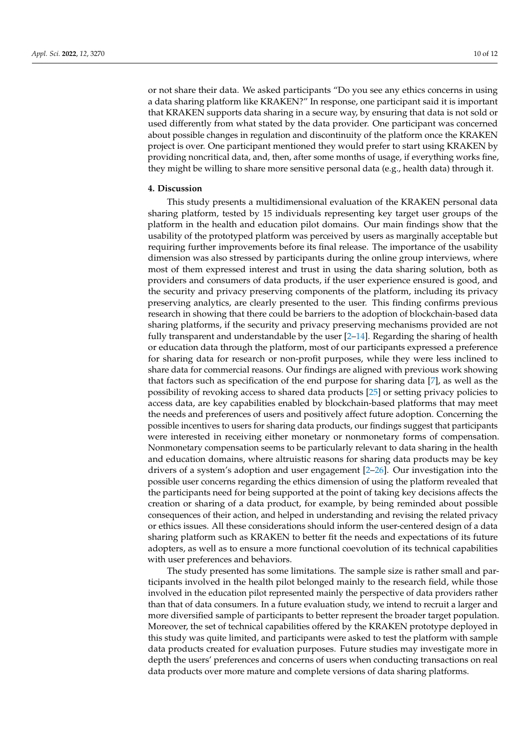or not share their data. We asked participants "Do you see any ethics concerns in using a data sharing platform like KRAKEN?" In response, one participant said it is important that KRAKEN supports data sharing in a secure way, by ensuring that data is not sold or used differently from what stated by the data provider. One participant was concerned about possible changes in regulation and discontinuity of the platform once the KRAKEN project is over. One participant mentioned they would prefer to start using KRAKEN by providing noncritical data, and, then, after some months of usage, if everything works fine, they might be willing to share more sensitive personal data (e.g., health data) through it.

## 4. Discussion

This study presents a multidimensional evaluation of the KRAKEN personal data sharing platform, tested by 15 individuals representing key target user groups of the platform in the health and education pilot domains. Our main findings show that the usability of the prototyped platform was perceived by users as marginally acceptable but requiring further improvements before its final release. The importance of the usability dimension was also stressed by participants during the online group interviews, where most of them expressed interest and trust in using the data sharing solution, both as providers and consumers of data products, if the user experience ensured is good, and the security and privacy preserving components of the platform, including its privacy preserving analytics, are clearly presented to the user. This finding confirms previous research in showing that there could be barriers to the adoption of blockchain-based data sharing platforms, if the security and privacy preserving mechanisms provided are not fully transparent and understandable by the user [2–14]. Regarding the sharing of health or education data through the platform, most of our participants expressed a preference for sharing data for research or non-profit purposes, while they were less inclined to share data for commercial reasons. Our findings are aligned with previous work showing that factors such as specification of the end purpose for sharing data [7], as well as the possibility of revoking access to shared data products [25] or setting privacy policies to access data, are key capabilities enabled by blockchain-based platforms that may meet the needs and preferences of users and positively affect future adoption. Concerning the possible incentives to users for sharing data products, our findings suggest that participants were interested in receiving either monetary or nonmonetary forms of compensation. Nonmonetary compensation seems to be particularly relevant to data sharing in the health and education domains, where altruistic reasons for sharing data products may be key drivers of a system's adoption and user engagement [2–26]. Our investigation into the possible user concerns regarding the ethics dimension of using the platform revealed that the participants need for being supported at the point of taking key decisions affects the creation or sharing of a data product, for example, by being reminded about possible consequences of their action, and helped in understanding and revising the related privacy or ethics issues. All these considerations should inform the user-centered design of a data sharing platform such as KRAKEN to better fit the needs and expectations of its future adopters, as well as to ensure a more functional coevolution of its technical capabilities with user preferences and behaviors.

The study presented has some limitations. The sample size is rather small and participants involved in the health pilot belonged mainly to the research field, while those involved in the education pilot represented mainly the perspective of data providers rather than that of data consumers. In a future evaluation study, we intend to recruit a larger and more diversified sample of participants to better represent the broader target population. Moreover, the set of technical capabilities offered by the KRAKEN prototype deployed in this study was quite limited, and participants were asked to test the platform with sample data products created for evaluation purposes. Future studies may investigate more in depth the users' preferences and concerns of users when conducting transactions on real data products over more mature and complete versions of data sharing platforms.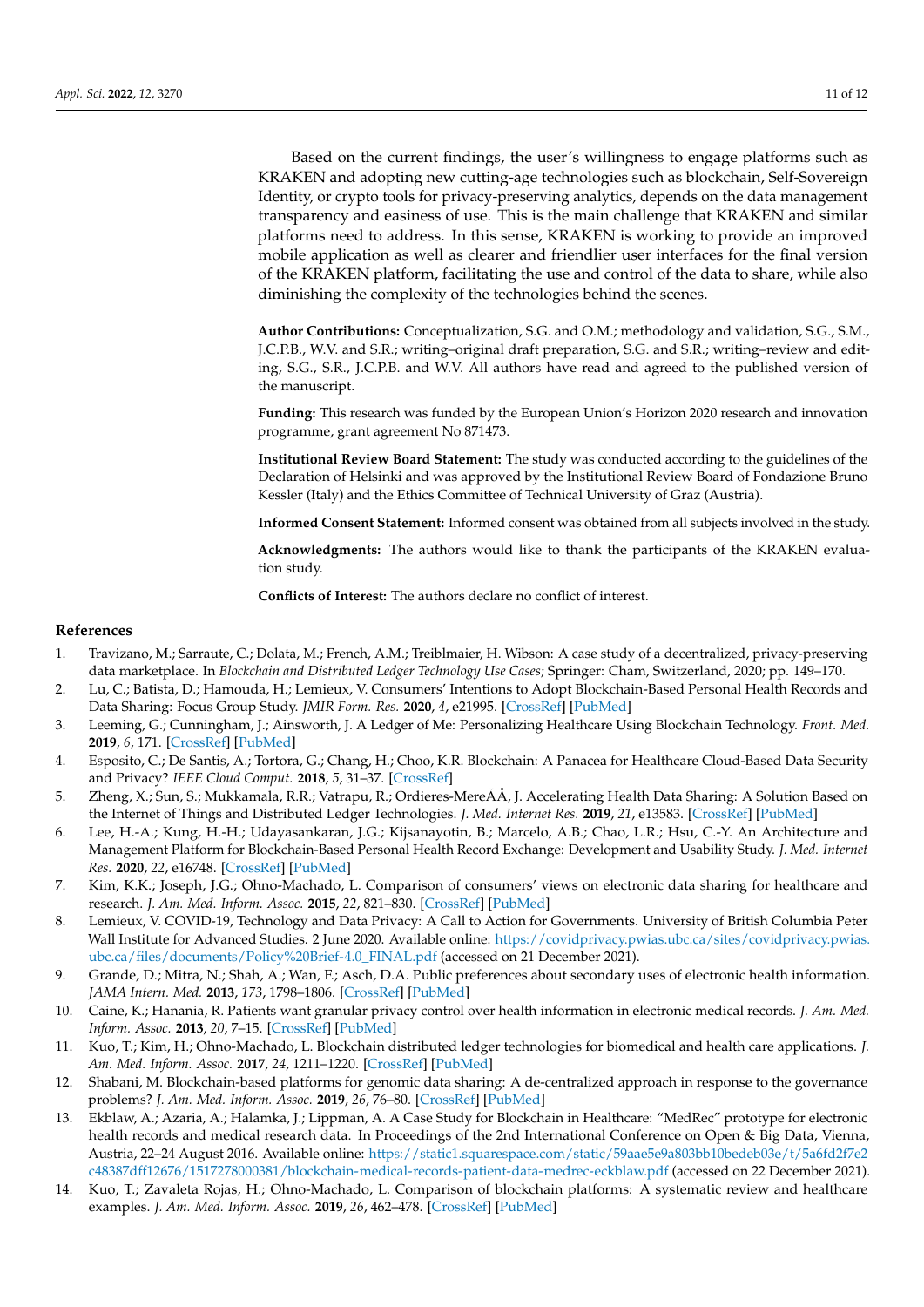Based on the current findings, the user's willingness to engage platforms such as KRAKEN and adopting new cutting-age technologies such as blockchain, Self-Sovereign Identity, or crypto tools for privacy-preserving analytics, depends on the data management transparency and easiness of use. This is the main challenge that KRAKEN and similar platforms need to address. In this sense, KRAKEN is working to provide an improved mobile application as well as clearer and friendlier user interfaces for the final version of the KRAKEN platform, facilitating the use and control of the data to share, while also diminishing the complexity of the technologies behind the scenes.

**Author Contributions:** Conceptualization, S.G. and O.M.; methodology and validation, S.G., S.M., J.C.P.B., W.V. and S.R.; writing–original draft preparation, S.G. and S.R.; writing–review and editing, S.G., S.R., J.C.P.B. and W.V. All authors have read and agreed to the published version of the manuscript.

**Funding:** This research was funded by the European Union's Horizon 2020 research and innovation programme, grant agreement No 871473.

**Institutional Review Board Statement:** The study was conducted according to the guidelines of the Declaration of Helsinki and was approved by the Institutional Review Board of Fondazione Bruno Kessler (Italy) and the Ethics Committee of Technical University of Graz (Austria).

**Informed Consent Statement:** Informed consent was obtained from all subjects involved in the study.

**Acknowledgments:** The authors would like to thank the participants of the KRAKEN evaluation study.

**Conflicts of Interest:** The authors declare no conflict of interest.

## References

1. Travizano, M.; Sarraute, C.; Dolata, M.; French, A.M.; Treiblmaier, H. Wibson: A case study of a decentralized, privacy-preserving data marketplace. In *Blockchain and Distributed Ledger Technology Use Cases*; Springer: Cham, Switzerland, 2020; pp. 149–170.
2. Lu, C.; Batista, D.; Hamouda, H.; Lemieux, V. Consumers' Intentions to Adopt Blockchain-Based Personal Health Records and Data Sharing: Focus Group Study. *JMIR Form. Res.* **2020**, *4*, e21995. [CrossRef] [PubMed]
3. Leeming, G.; Cunningham, J.; Ainsworth, J. A Ledger of Me: Personalizing Healthcare Using Blockchain Technology. *Front. Med.* **2019**, *6*, 171. [CrossRef] [PubMed]
4. Esposito, C.; De Santis, A.; Tortora, G.; Chang, H.; Choo, K.R. Blockchain: A Panacea for Healthcare Cloud-Based Data Security and Privacy? *IEEE Cloud Comput.* **2018**, *5*, 31–37. [CrossRef]
5. Zheng, X.; Sun, S.; Mukkamala, R.R.; Vatrapu, R.; Ordieres-MereÃÅ, J. Accelerating Health Data Sharing: A Solution Based on the Internet of Things and Distributed Ledger Technologies. *J. Med. Internet Res.* **2019**, *21*, e13583. [CrossRef] [PubMed]
6. Lee, H.-A.; Kung, H.-H.; Udayasankaran, J.G.; Kijsanayotin, B.; Marcelo, A.B.; Chao, L.R.; Hsu, C.-Y. An Architecture and Management Platform for Blockchain-Based Personal Health Record Exchange: Development and Usability Study. *J. Med. Internet Res.* **2020**, *22*, e16748. [CrossRef] [PubMed]
7. Kim, K.K.; Joseph, J.G.; Ohno-Machado, L. Comparison of consumers' views on electronic data sharing for healthcare and research. *J. Am. Med. Inform. Assoc.* **2015**, *22*, 821–830. [CrossRef] [PubMed]
8. Lemieux, V. COVID-19, Technology and Data Privacy: A Call to Action for Governments. University of British Columbia Peter Wall Institute for Advanced Studies. 2 June 2020. Available online: https://covidprivacy.pwias.ubc.ca/sites/covidprivacy.pwias.ubc.ca/files/documents/Policy%20Brief-4.0_FINAL.pdf (accessed on 21 December 2021).
9. Grande, D.; Mitra, N.; Shah, A.; Wan, F.; Asch, D.A. Public preferences about secondary uses of electronic health information. *JAMA Intern. Med.* **2013**, *173*, 1798–1806. [CrossRef] [PubMed]
10. Caine, K.; Hanania, R. Patients want granular privacy control over health information in electronic medical records. *J. Am. Med. Inform. Assoc.* **2013**, *20*, 7–15. [CrossRef] [PubMed]
11. Kuo, T.; Kim, H.; Ohno-Machado, L. Blockchain distributed ledger technologies for biomedical and health care applications. *J. Am. Med. Inform. Assoc.* **2017**, *24*, 1211–1220. [CrossRef] [PubMed]
12. Shabani, M. Blockchain-based platforms for genomic data sharing: A de-centralized approach in response to the governance problems? *J. Am. Med. Inform. Assoc.* **2019**, *26*, 76–80. [CrossRef] [PubMed]
13. Ekblaw, A.; Azaria, A.; Halamka, J.; Lippman, A. A Case Study for Blockchain in Healthcare: "MedRec" prototype for electronic health records and medical research data. In Proceedings of the 2nd International Conference on Open & Big Data, Vienna, Austria, 22–24 August 2016. Available online: https://static1.squarespace.com/static/59aae5e9a803bb10bedeb03e/t/5a6fd2f7e2c48387dff12676/1517278000381/blockchain-medical-records-patient-data-medrec-eckblaw.pdf (accessed on 22 December 2021).
14. Kuo, T.; Zavaleta Rojas, H.; Ohno-Machado, L. Comparison of blockchain platforms: A systematic review and healthcare examples. *J. Am. Med. Inform. Assoc.* **2019**, *26*, 462–478. [CrossRef] [PubMed]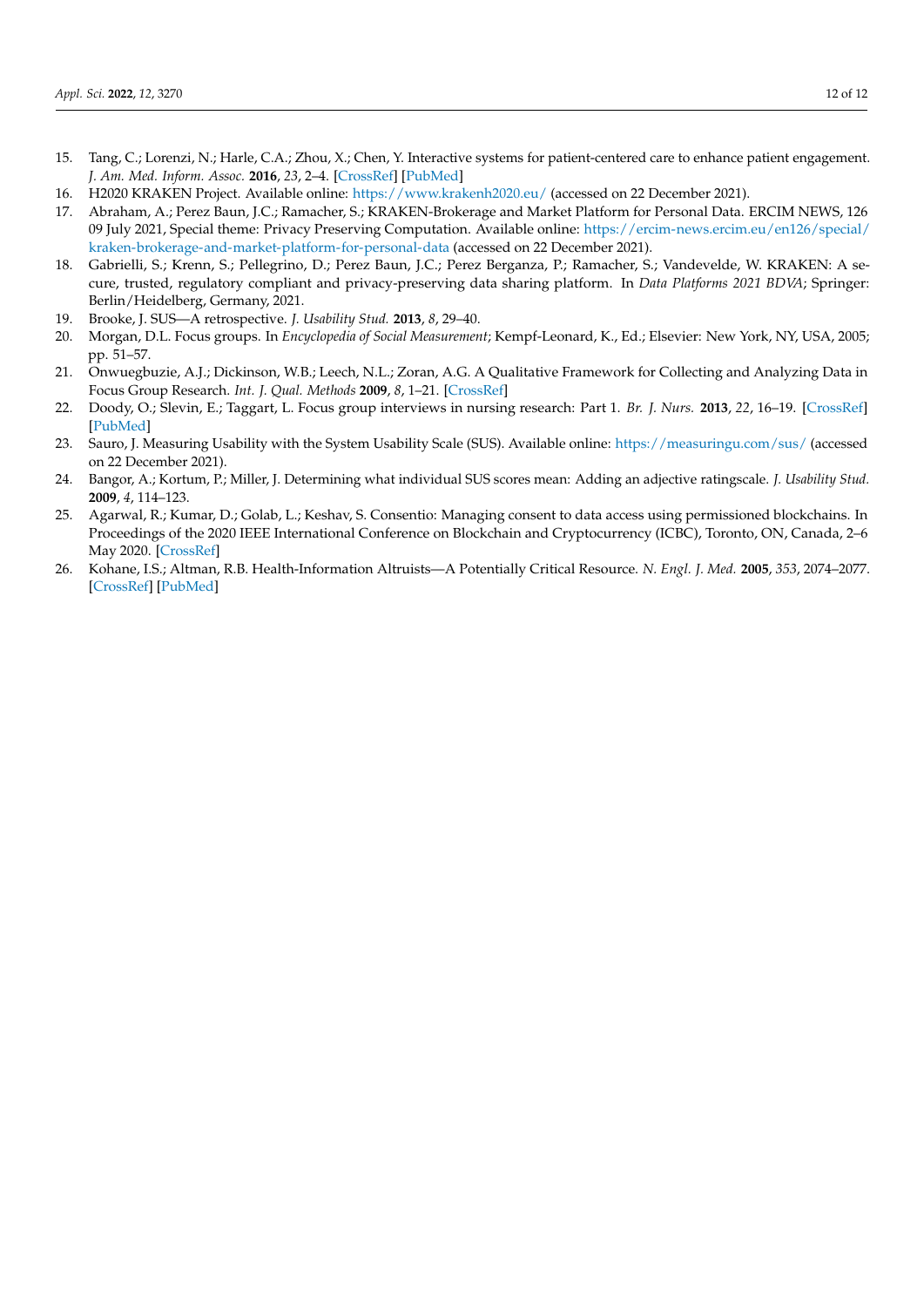15. Tang, C.; Lorenzi, N.; Harle, C.A.; Zhou, X.; Chen, Y. Interactive systems for patient-centered care to enhance patient engagement. *J. Am. Med. Inform. Assoc.* **2016**, *23*, 2–4. [CrossRef] [PubMed]
16. H2020 KRAKEN Project. Available online: https://www.krakenh2020.eu/ (accessed on 22 December 2021).
17. Abraham, A.; Perez Baun, J.C.; Ramacher, S.; KRAKEN-Brokerage and Market Platform for Personal Data. ERCIM NEWS, 126 09 July 2021, Special theme: Privacy Preserving Computation. Available online: https://ercim-news.ercim.eu/en126/special/kraken-brokerage-and-market-platform-for-personal-data (accessed on 22 December 2021).
18. Gabrielli, S.; Krenn, S.; Pellegrino, D.; Perez Baun, J.C.; Perez Berganza, P.; Ramacher, S.; Vandevelde, W. KRAKEN: A secure, trusted, regulatory compliant and privacy-preserving data sharing platform. In *Data Platforms 2021 BDVA*; Springer: Berlin/Heidelberg, Germany, 2021.
19. Brooke, J. SUS—A retrospective. *J. Usability Stud.* **2013**, *8*, 29–40.
20. Morgan, D.L. Focus groups. In *Encyclopedia of Social Measurement*; Kempf-Leonard, K., Ed.; Elsevier: New York, NY, USA, 2005; pp. 51–57.
21. Onwuegbuzie, A.J.; Dickinson, W.B.; Leech, N.L.; Zoran, A.G. A Qualitative Framework for Collecting and Analyzing Data in Focus Group Research. *Int. J. Qual. Methods* **2009**, *8*, 1–21. [CrossRef]
22. Doody, O.; Slevin, E.; Taggart, L. Focus group interviews in nursing research: Part 1. *Br. J. Nurs.* **2013**, *22*, 16–19. [CrossRef] [PubMed]
23. Sauro, J. Measuring Usability with the System Usability Scale (SUS). Available online: https://measuringu.com/sus/ (accessed on 22 December 2021).
24. Bangor, A.; Kortum, P.; Miller, J. Determining what individual SUS scores mean: Adding an adjective ratingscale. *J. Usability Stud.* **2009**, *4*, 114–123.
25. Agarwal, R.; Kumar, D.; Golab, L.; Keshav, S. Consentio: Managing consent to data access using permissioned blockchains. In Proceedings of the 2020 IEEE International Conference on Blockchain and Cryptocurrency (ICBC), Toronto, ON, Canada, 2–6 May 2020. [CrossRef]
26. Kohane, I.S.; Altman, R.B. Health-Information Altruists—A Potentially Critical Resource. *N. Engl. J. Med.* **2005**, *353*, 2074–2077. [CrossRef] [PubMed]